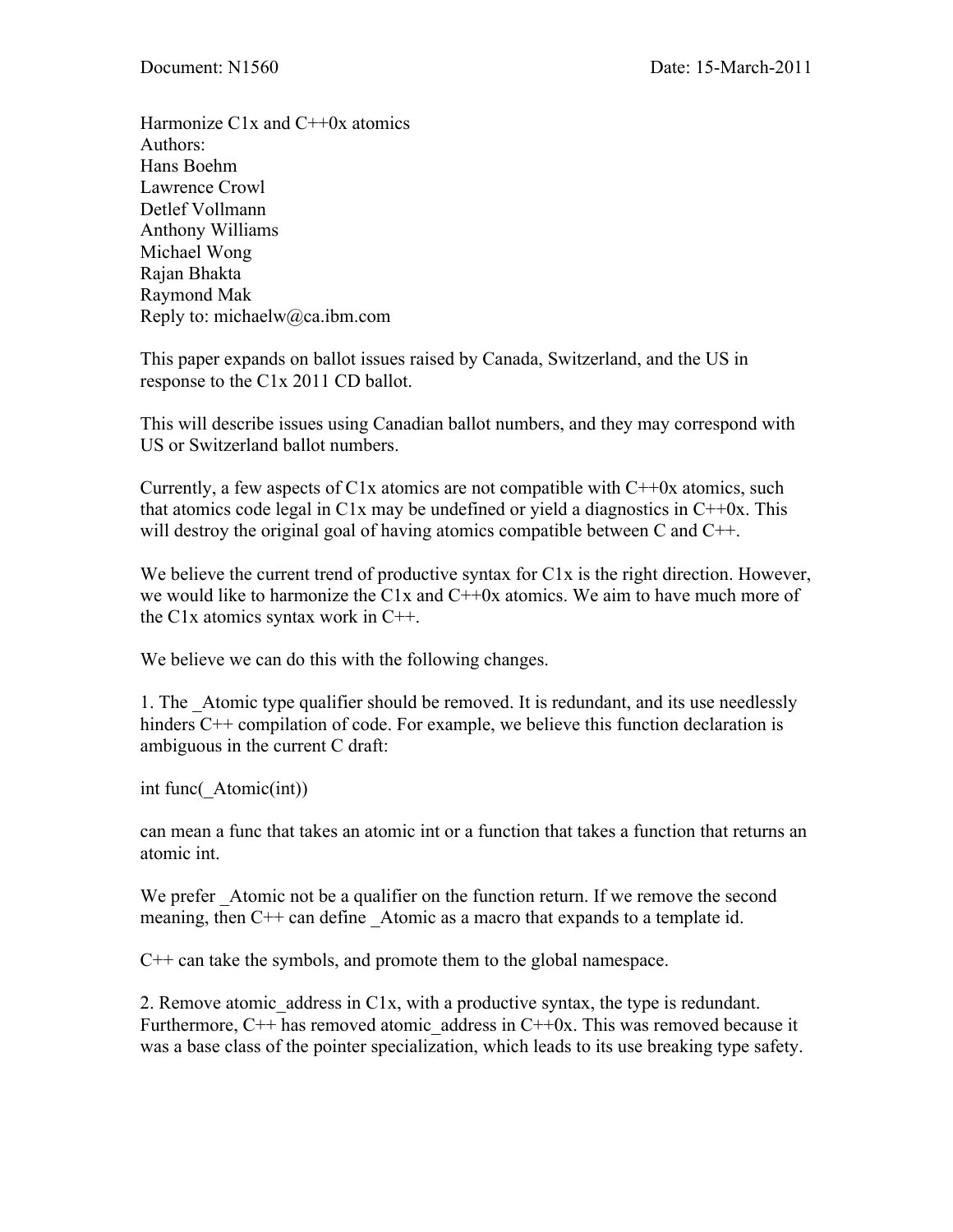Document: N1560 Date: 15-March-2011

Harmonize C1x and C++0x atomics
Authors:
Hans Boehm
Lawrence Crowl
Detlef Vollmann
Anthony Williams
Michael Wong
Rajan Bhakta
Raymond Mak
Reply to: michaelw@ca.ibm.com

This paper expands on ballot issues raised by Canada, Switzerland, and the US in response to the C1x 2011 CD ballot.

This will describe issues using Canadian ballot numbers, and they may correspond with US or Switzerland ballot numbers.

Currently, a few aspects of C1x atomics are not compatible with C++0x atomics, such that atomics code legal in C1x may be undefined or yield a diagnostics in C++0x. This will destroy the original goal of having atomics compatible between C and C++.

We believe the current trend of productive syntax for C1x is the right direction. However, we would like to harmonize the C1x and C++0x atomics. We aim to have much more of the C1x atomics syntax work in C++.

We believe we can do this with the following changes.

1. The _Atomic type qualifier should be removed. It is redundant, and its use needlessly hinders C++ compilation of code. For example, we believe this function declaration is ambiguous in the current C draft:

```
int func(_Atomic(int))
```

can mean a func that takes an atomic int or a function that takes a function that returns an atomic int.

We prefer _Atomic not be a qualifier on the function return. If we remove the second meaning, then C++ can define _Atomic as a macro that expands to a template id.

C++ can take the symbols, and promote them to the global namespace.

2. Remove atomic_address in C1x, with a productive syntax, the type is redundant. Furthermore, C++ has removed atomic_address in C++0x. This was removed because it was a base class of the pointer specialization, which leads to its use breaking type safety.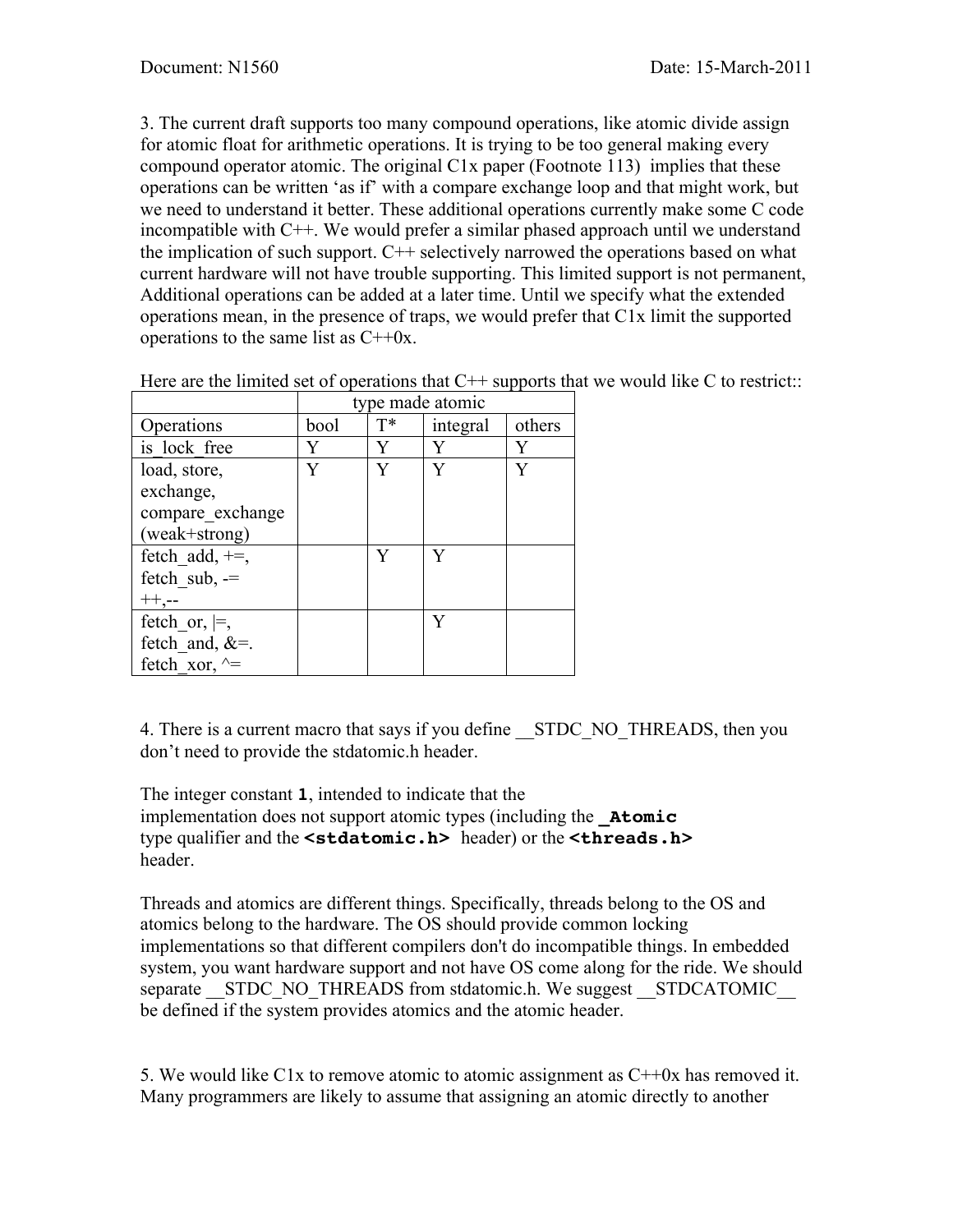3. The current draft supports too many compound operations, like atomic divide assign for atomic float for arithmetic operations. It is trying to be too general making every compound operator atomic. The original C1x paper (Footnote 113) implies that these operations can be written 'as if' with a compare exchange loop and that might work, but we need to understand it better. These additional operations currently make some C code incompatible with C++. We would prefer a similar phased approach until we understand the implication of such support. C++ selectively narrowed the operations based on what current hardware will not have trouble supporting. This limited support is not permanent, Additional operations can be added at a later time. Until we specify what the extended operations mean, in the presence of traps, we would prefer that C1x limit the supported operations to the same list as C++0x.

Here are the limited set of operations that C++ supports that we would like C to restrict::

| | type made atomic | | | |
|---|---|---|---|---|
| Operations | bool | T* | integral | others |
| is_lock_free | Y | Y | Y | Y |
| load, store, exchange, compare_exchange (weak+strong) | Y | Y | Y | Y |
| fetch_add, +=, fetch_sub, -= ++,-- | | Y | Y | |
| fetch_or, \|=, fetch_and, &=. fetch_xor, ^= | | | Y | |

4. There is a current macro that says if you define __STDC_NO_THREADS, then you don't need to provide the stdatomic.h header.

The integer constant **`1`**, intended to indicate that the implementation does not support atomic types (including the **`_Atomic`** type qualifier and the **`<stdatomic.h>`** header) or the **`<threads.h>`** header.

Threads and atomics are different things. Specifically, threads belong to the OS and atomics belong to the hardware. The OS should provide common locking implementations so that different compilers don't do incompatible things. In embedded system, you want hardware support and not have OS come along for the ride. We should separate __STDC_NO_THREADS from stdatomic.h. We suggest __STDCATOMIC__ be defined if the system provides atomics and the atomic header.

5. We would like C1x to remove atomic to atomic assignment as C++0x has removed it. Many programmers are likely to assume that assigning an atomic directly to another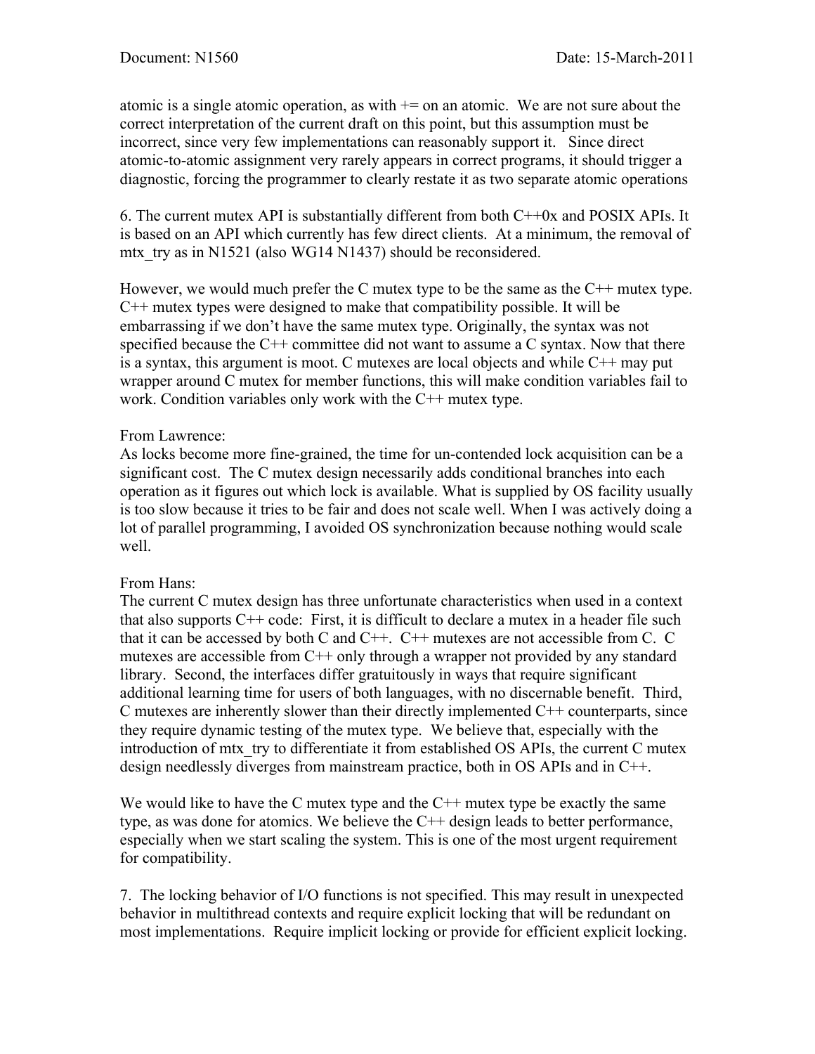atomic is a single atomic operation, as with += on an atomic. We are not sure about the correct interpretation of the current draft on this point, but this assumption must be incorrect, since very few implementations can reasonably support it. Since direct atomic-to-atomic assignment very rarely appears in correct programs, it should trigger a diagnostic, forcing the programmer to clearly restate it as two separate atomic operations

6. The current mutex API is substantially different from both C++0x and POSIX APIs. It is based on an API which currently has few direct clients. At a minimum, the removal of mtx_try as in N1521 (also WG14 N1437) should be reconsidered.

However, we would much prefer the C mutex type to be the same as the C++ mutex type. C++ mutex types were designed to make that compatibility possible. It will be embarrassing if we don't have the same mutex type. Originally, the syntax was not specified because the C++ committee did not want to assume a C syntax. Now that there is a syntax, this argument is moot. C mutexes are local objects and while C++ may put wrapper around C mutex for member functions, this will make condition variables fail to work. Condition variables only work with the C++ mutex type.

From Lawrence:
As locks become more fine-grained, the time for un-contended lock acquisition can be a significant cost. The C mutex design necessarily adds conditional branches into each operation as it figures out which lock is available. What is supplied by OS facility usually is too slow because it tries to be fair and does not scale well. When I was actively doing a lot of parallel programming, I avoided OS synchronization because nothing would scale well.

From Hans:
The current C mutex design has three unfortunate characteristics when used in a context that also supports C++ code: First, it is difficult to declare a mutex in a header file such that it can be accessed by both C and C++. C++ mutexes are not accessible from C. C mutexes are accessible from C++ only through a wrapper not provided by any standard library. Second, the interfaces differ gratuitously in ways that require significant additional learning time for users of both languages, with no discernable benefit. Third, C mutexes are inherently slower than their directly implemented C++ counterparts, since they require dynamic testing of the mutex type. We believe that, especially with the introduction of mtx_try to differentiate it from established OS APIs, the current C mutex design needlessly diverges from mainstream practice, both in OS APIs and in C++.

We would like to have the C mutex type and the C++ mutex type be exactly the same type, as was done for atomics. We believe the C++ design leads to better performance, especially when we start scaling the system. This is one of the most urgent requirement for compatibility.

7. The locking behavior of I/O functions is not specified. This may result in unexpected behavior in multithread contexts and require explicit locking that will be redundant on most implementations. Require implicit locking or provide for efficient explicit locking.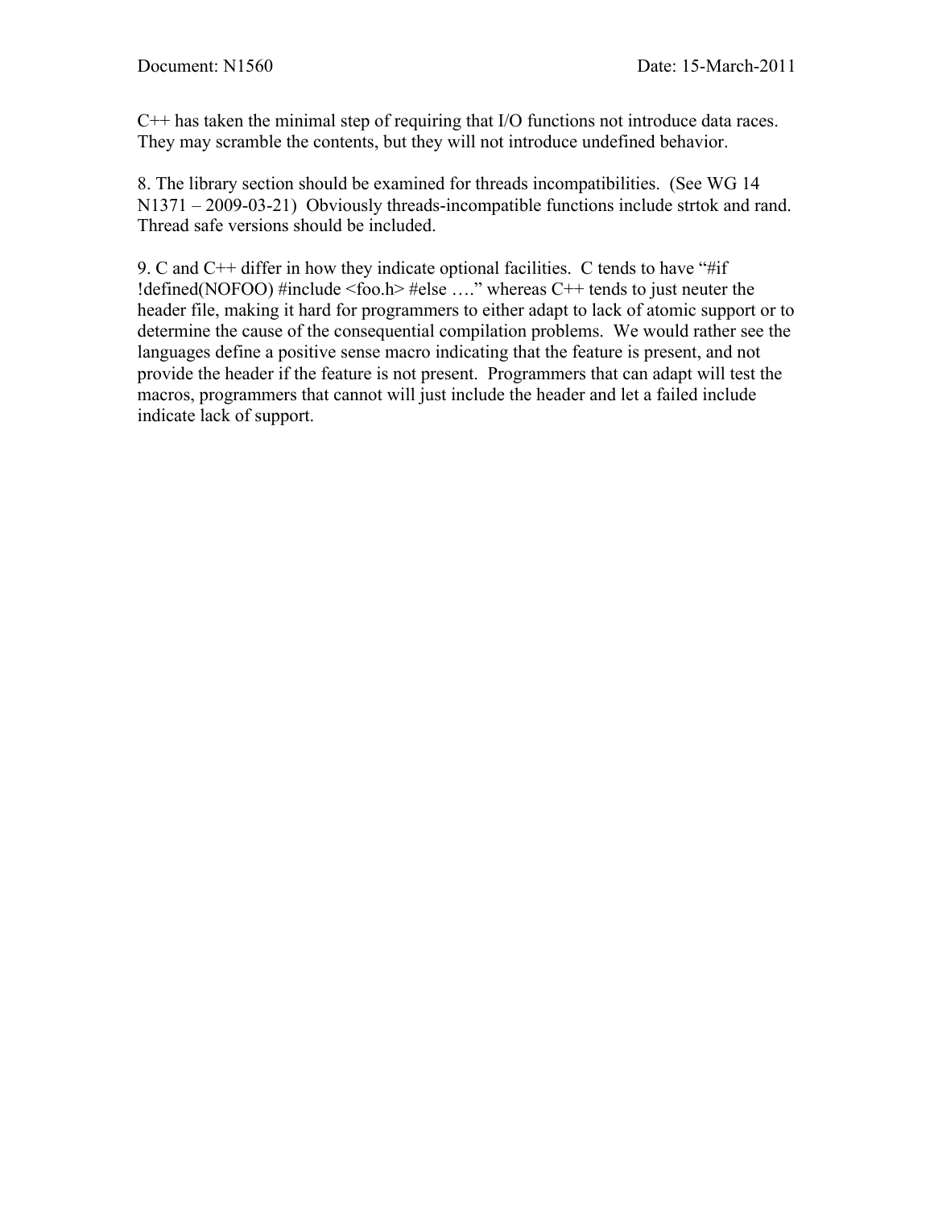C++ has taken the minimal step of requiring that I/O functions not introduce data races. They may scramble the contents, but they will not introduce undefined behavior.

8. The library section should be examined for threads incompatibilities. (See WG 14 N1371 – 2009-03-21) Obviously threads-incompatible functions include strtok and rand. Thread safe versions should be included.

9. C and C++ differ in how they indicate optional facilities. C tends to have "#if !defined(NOFOO) #include <foo.h> #else …." whereas C++ tends to just neuter the header file, making it hard for programmers to either adapt to lack of atomic support or to determine the cause of the consequential compilation problems. We would rather see the languages define a positive sense macro indicating that the feature is present, and not provide the header if the feature is not present. Programmers that can adapt will test the macros, programmers that cannot will just include the header and let a failed include indicate lack of support.